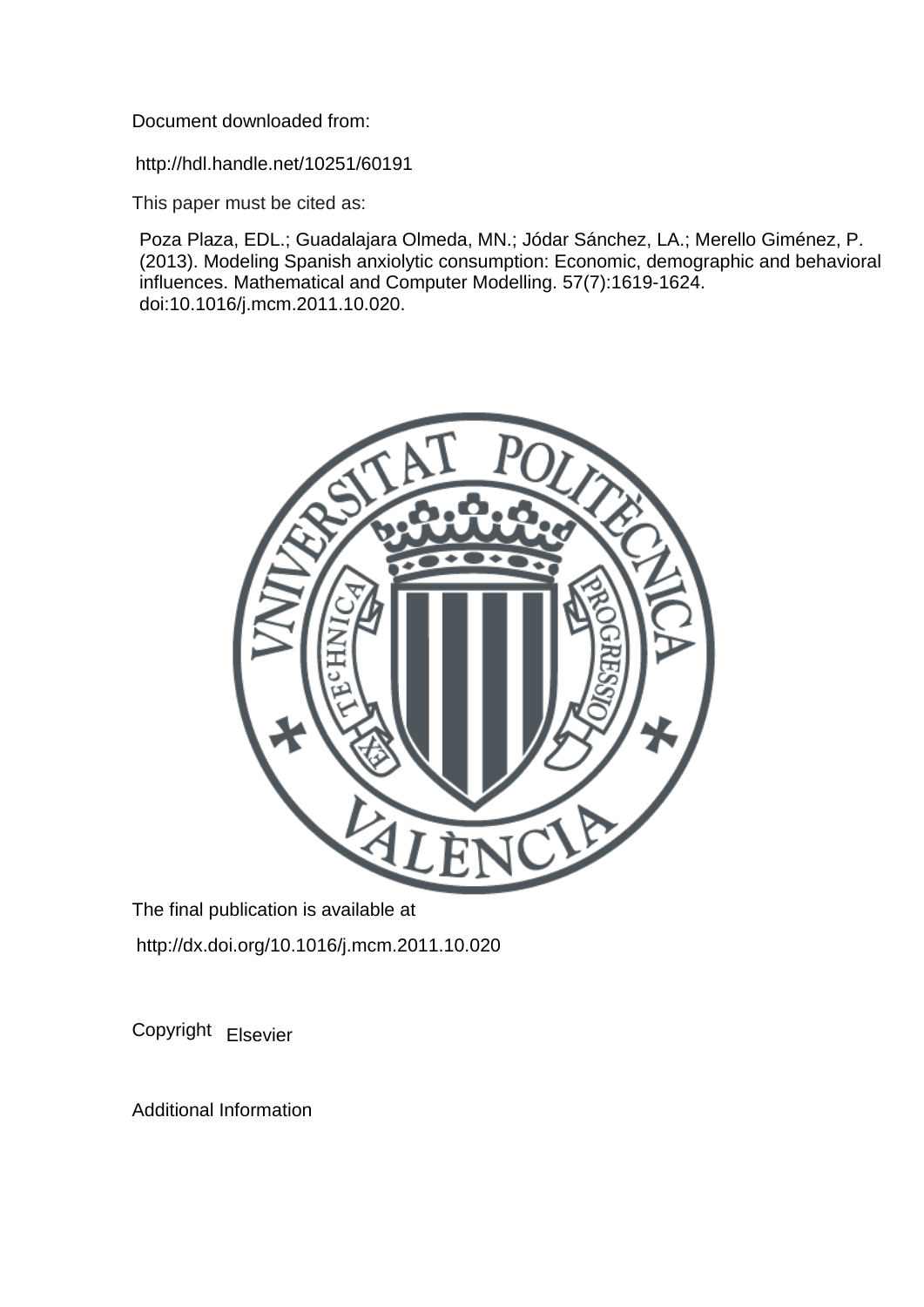Document downloaded from:

http://hdl.handle.net/10251/60191

This paper must be cited as:

Poza Plaza, EDL.; Guadalajara Olmeda, MN.; Jódar Sánchez, LA.; Merello Giménez, P. (2013). Modeling Spanish anxiolytic consumption: Economic, demographic and behavioral influences. Mathematical and Computer Modelling. 57(7):1619-1624. doi:10.1016/j.mcm.2011.10.020.

The final publication is available at

http://dx.doi.org/10.1016/j.mcm.2011.10.020

Copyright Elsevier

Additional Information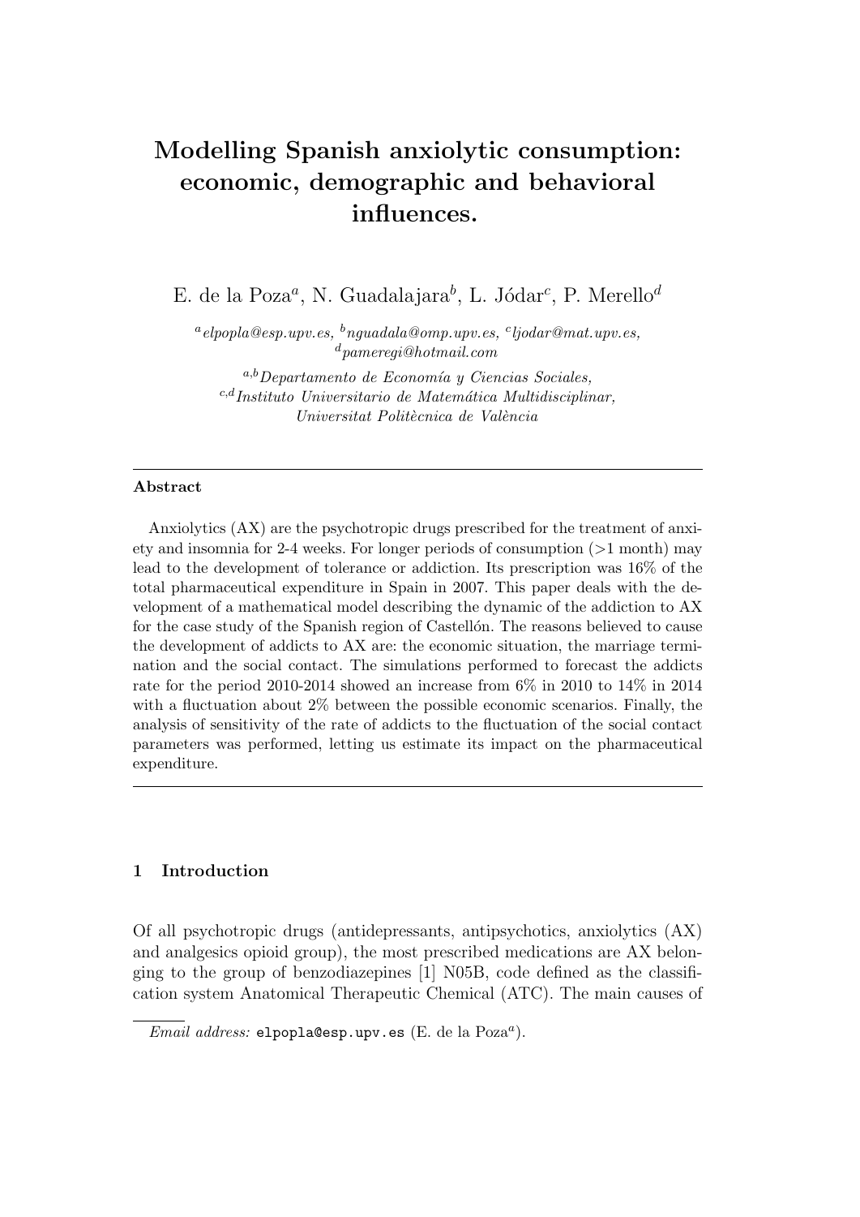# Modelling Spanish anxiolytic consumption: economic, demographic and behavioral influences.

E. de la Poza[a], N. Guadalajara[b], L. Jódar[c], P. Merello[d]

[a]*elpopla@esp.upv.es,* [b]*nguadala@omp.upv.es,* [c]*ljodar@mat.upv.es,* [d]*pameregi@hotmail.com*

[a,b]*Departamento de Economía y Ciencias Sociales,*
[c,d]*Instituto Universitario de Matemática Multidisciplinar,*
*Universitat Politècnica de València*

---

**Abstract**

Anxiolytics (AX) are the psychotropic drugs prescribed for the treatment of anxiety and insomnia for 2-4 weeks. For longer periods of consumption (>1 month) may lead to the development of tolerance or addiction. Its prescription was 16% of the total pharmaceutical expenditure in Spain in 2007. This paper deals with the development of a mathematical model describing the dynamic of the addiction to AX for the case study of the Spanish region of Castellón. The reasons believed to cause the development of addicts to AX are: the economic situation, the marriage termination and the social contact. The simulations performed to forecast the addicts rate for the period 2010-2014 showed an increase from 6% in 2010 to 14% in 2014 with a fluctuation about 2% between the possible economic scenarios. Finally, the analysis of sensitivity of the rate of addicts to the fluctuation of the social contact parameters was performed, letting us estimate its impact on the pharmaceutical expenditure.

---

## 1 Introduction

Of all psychotropic drugs (antidepressants, antipsychotics, anxiolytics (AX) and analgesics opioid group), the most prescribed medications are AX belonging to the group of benzodiazepines [1] N05B, code defined as the classification system Anatomical Therapeutic Chemical (ATC). The main causes of

*Email address:* `elpopla@esp.upv.es` (E. de la Poza[a]).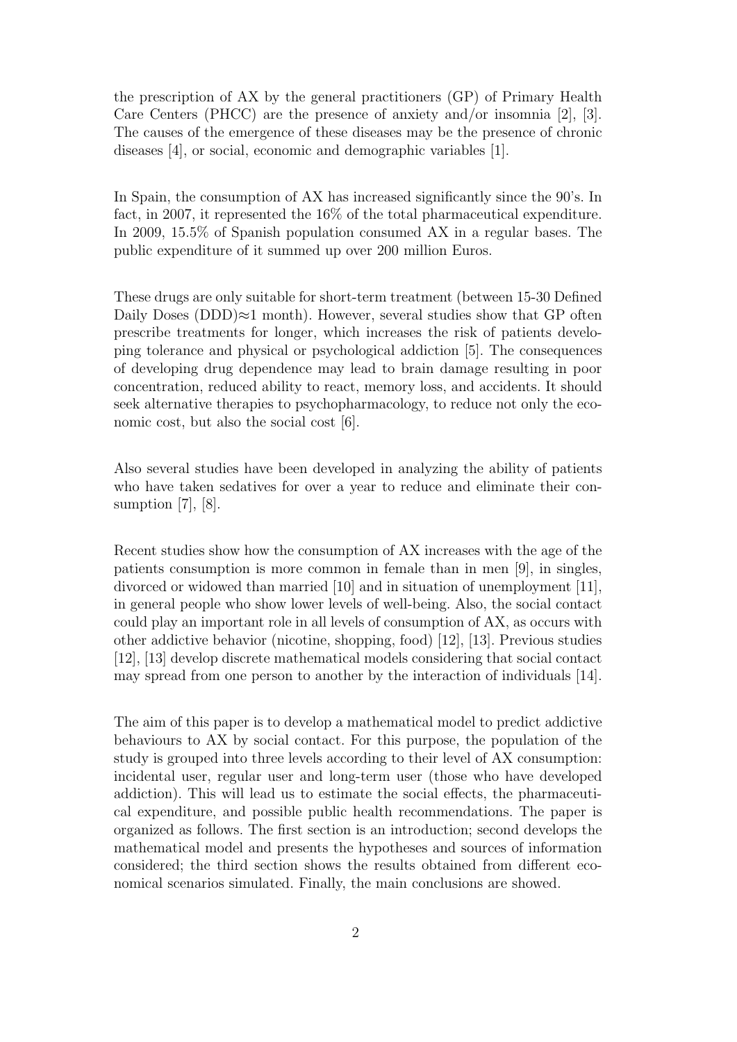the prescription of AX by the general practitioners (GP) of Primary Health Care Centers (PHCC) are the presence of anxiety and/or insomnia [2], [3]. The causes of the emergence of these diseases may be the presence of chronic diseases [4], or social, economic and demographic variables [1].

In Spain, the consumption of AX has increased significantly since the 90's. In fact, in 2007, it represented the 16% of the total pharmaceutical expenditure. In 2009, 15.5% of Spanish population consumed AX in a regular bases. The public expenditure of it summed up over 200 million Euros.

These drugs are only suitable for short-term treatment (between 15-30 Defined Daily Doses (DDD)$\approx$1 month). However, several studies show that GP often prescribe treatments for longer, which increases the risk of patients developing tolerance and physical or psychological addiction [5]. The consequences of developing drug dependence may lead to brain damage resulting in poor concentration, reduced ability to react, memory loss, and accidents. It should seek alternative therapies to psychopharmacology, to reduce not only the economic cost, but also the social cost [6].

Also several studies have been developed in analyzing the ability of patients who have taken sedatives for over a year to reduce and eliminate their consumption [7], [8].

Recent studies show how the consumption of AX increases with the age of the patients consumption is more common in female than in men [9], in singles, divorced or widowed than married [10] and in situation of unemployment [11], in general people who show lower levels of well-being. Also, the social contact could play an important role in all levels of consumption of AX, as occurs with other addictive behavior (nicotine, shopping, food) [12], [13]. Previous studies [12], [13] develop discrete mathematical models considering that social contact may spread from one person to another by the interaction of individuals [14].

The aim of this paper is to develop a mathematical model to predict addictive behaviours to AX by social contact. For this purpose, the population of the study is grouped into three levels according to their level of AX consumption: incidental user, regular user and long-term user (those who have developed addiction). This will lead us to estimate the social effects, the pharmaceutical expenditure, and possible public health recommendations. The paper is organized as follows. The first section is an introduction; second develops the mathematical model and presents the hypotheses and sources of information considered; the third section shows the results obtained from different economical scenarios simulated. Finally, the main conclusions are showed.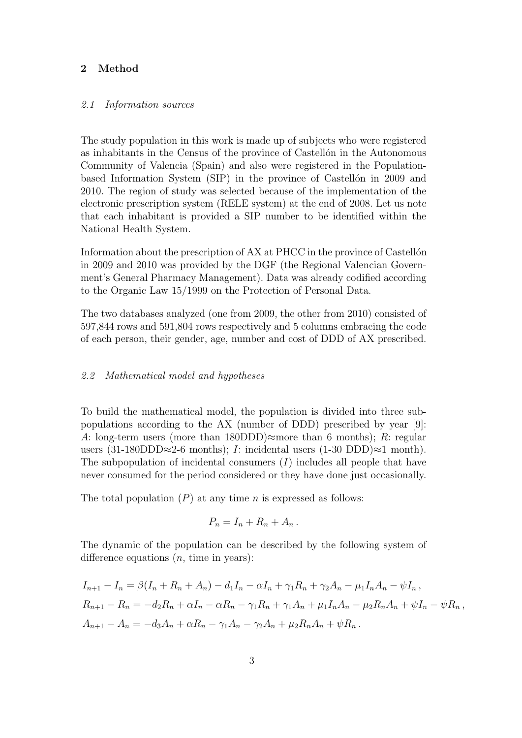## 2 Method

### *2.1 Information sources*

The study population in this work is made up of subjects who were registered as inhabitants in the Census of the province of Castellón in the Autonomous Community of Valencia (Spain) and also were registered in the Population-based Information System (SIP) in the province of Castellón in 2009 and 2010. The region of study was selected because of the implementation of the electronic prescription system (RELE system) at the end of 2008. Let us note that each inhabitant is provided a SIP number to be identified within the National Health System.

Information about the prescription of AX at PHCC in the province of Castellón in 2009 and 2010 was provided by the DGF (the Regional Valencian Government's General Pharmacy Management). Data was already codified according to the Organic Law 15/1999 on the Protection of Personal Data.

The two databases analyzed (one from 2009, the other from 2010) consisted of 597,844 rows and 591,804 rows respectively and 5 columns embracing the code of each person, their gender, age, number and cost of DDD of AX prescribed.

### *2.2 Mathematical model and hypotheses*

To build the mathematical model, the population is divided into three subpopulations according to the AX (number of DDD) prescribed by year [9]: $A$: long-term users (more than 180DDD)≈more than 6 months); $R$: regular users (31-180DDD≈2-6 months); $I$: incidental users (1-30 DDD)≈1 month). The subpopulation of incidental consumers ($I$) includes all people that have never consumed for the period considered or they have done just occasionally.

The total population ($P$) at any time $n$ is expressed as follows:

$$P_n = I_n + R_n + A_n\,.$$

The dynamic of the population can be described by the following system of difference equations ($n$, time in years):

$$\begin{aligned}
I_{n+1} - I_n &= \beta(I_n + R_n + A_n) - d_1 I_n - \alpha I_n + \gamma_1 R_n + \gamma_2 A_n - \mu_1 I_n A_n - \psi I_n\,,\\
R_{n+1} - R_n &= -d_2 R_n + \alpha I_n - \alpha R_n - \gamma_1 R_n + \gamma_1 A_n + \mu_1 I_n A_n - \mu_2 R_n A_n + \psi I_n - \psi R_n\,,\\
A_{n+1} - A_n &= -d_3 A_n + \alpha R_n - \gamma_1 A_n - \gamma_2 A_n + \mu_2 R_n A_n + \psi R_n\,.
\end{aligned}$$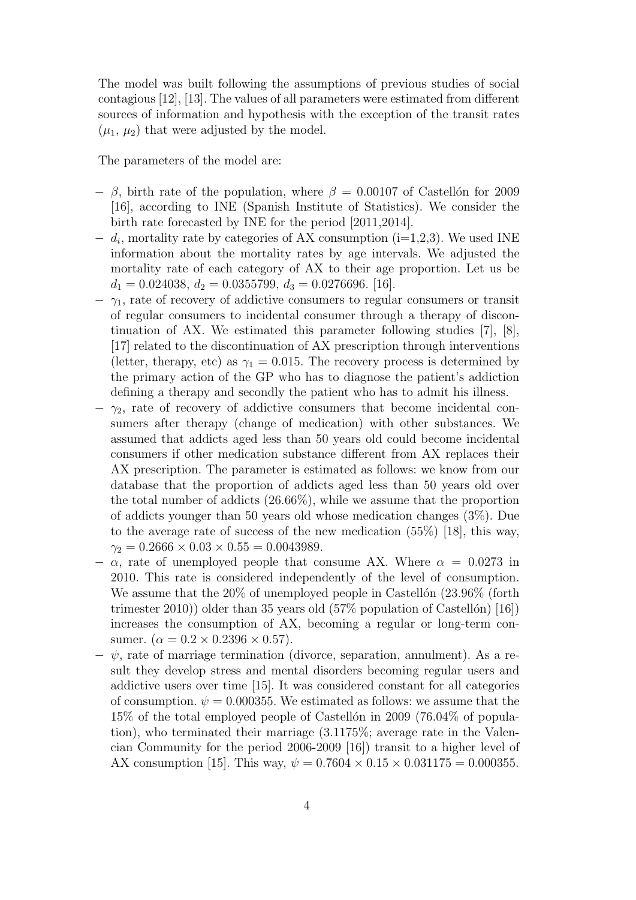The model was built following the assumptions of previous studies of social contagious [12], [13]. The values of all parameters were estimated from different sources of information and hypothesis with the exception of the transit rates ($\mu_1$, $\mu_2$) that were adjusted by the model.

The parameters of the model are:

- $\beta$, birth rate of the population, where $\beta = 0.00107$ of Castellón for 2009 [16], according to INE (Spanish Institute of Statistics). We consider the birth rate forecasted by INE for the period [2011,2014].
- $d_i$, mortality rate by categories of AX consumption (i=1,2,3). We used INE information about the mortality rates by age intervals. We adjusted the mortality rate of each category of AX to their age proportion. Let us be $d_1 = 0.024038$, $d_2 = 0.0355799$, $d_3 = 0.0276696$. [16].
- $\gamma_1$, rate of recovery of addictive consumers to regular consumers or transit of regular consumers to incidental consumer through a therapy of discontinuation of AX. We estimated this parameter following studies [7], [8], [17] related to the discontinuation of AX prescription through interventions (letter, therapy, etc) as $\gamma_1 = 0.015$. The recovery process is determined by the primary action of the GP who has to diagnose the patient's addiction defining a therapy and secondly the patient who has to admit his illness.
- $\gamma_2$, rate of recovery of addictive consumers that become incidental consumers after therapy (change of medication) with other substances. We assumed that addicts aged less than 50 years old could become incidental consumers if other medication substance different from AX replaces their AX prescription. The parameter is estimated as follows: we know from our database that the proportion of addicts aged less than 50 years old over the total number of addicts (26.66%), while we assume that the proportion of addicts younger than 50 years old whose medication changes (3%). Due to the average rate of success of the new medication (55%) [18], this way, $\gamma_2 = 0.2666 \times 0.03 \times 0.55 = 0.0043989$.
- $\alpha$, rate of unemployed people that consume AX. Where $\alpha = 0.0273$ in 2010. This rate is considered independently of the level of consumption. We assume that the 20% of unemployed people in Castellón (23.96% (forth trimester 2010)) older than 35 years old (57% population of Castellón) [16]) increases the consumption of AX, becoming a regular or long-term consumer. ($\alpha = 0.2 \times 0.2396 \times 0.57$).
- $\psi$, rate of marriage termination (divorce, separation, annulment). As a result they develop stress and mental disorders becoming regular users and addictive users over time [15]. It was considered constant for all categories of consumption. $\psi = 0.000355$. We estimated as follows: we assume that the 15% of the total employed people of Castellón in 2009 (76.04% of population), who terminated their marriage (3.1175%; average rate in the Valencian Community for the period 2006-2009 [16]) transit to a higher level of AX consumption [15]. This way, $\psi = 0.7604 \times 0.15 \times 0.031175 = 0.000355$.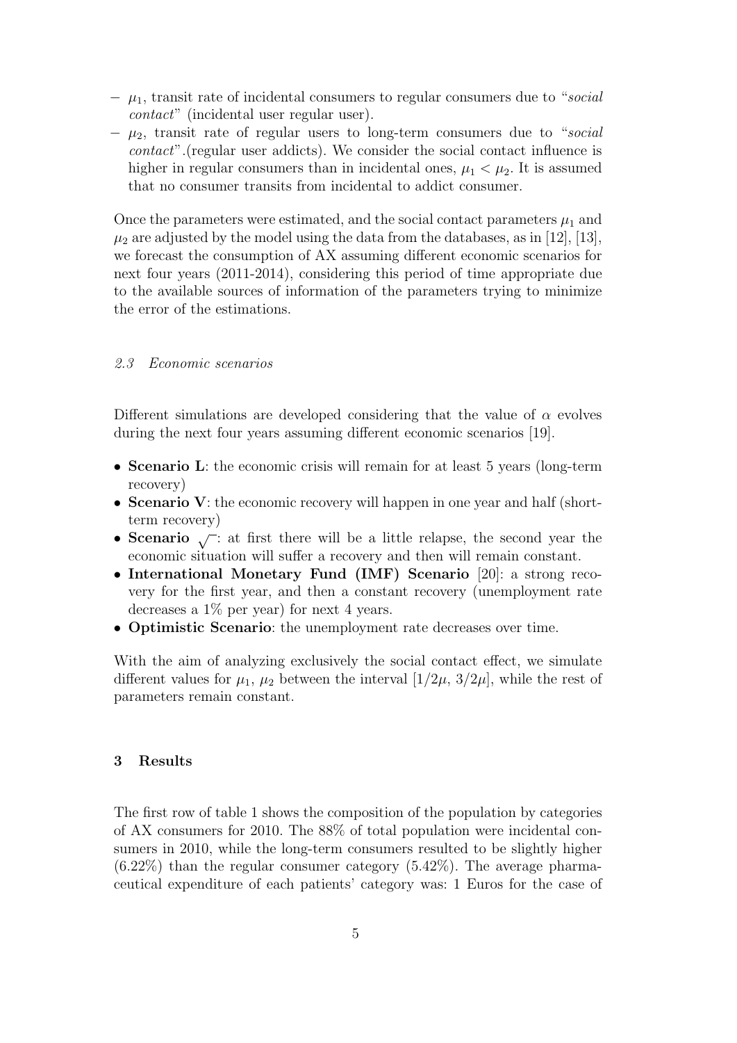- $\mu_1$, transit rate of incidental consumers to regular consumers due to "*social contact*" (incidental user regular user).
- $\mu_2$, transit rate of regular users to long-term consumers due to "*social contact*".(regular user addicts). We consider the social contact influence is higher in regular consumers than in incidental ones, $\mu_1 < \mu_2$. It is assumed that no consumer transits from incidental to addict consumer.

Once the parameters were estimated, and the social contact parameters $\mu_1$ and $\mu_2$ are adjusted by the model using the data from the databases, as in [12], [13], we forecast the consumption of AX assuming different economic scenarios for next four years (2011-2014), considering this period of time appropriate due to the available sources of information of the parameters trying to minimize the error of the estimations.

### *2.3 Economic scenarios*

Different simulations are developed considering that the value of $\alpha$ evolves during the next four years assuming different economic scenarios [19].

- **Scenario L**: the economic crisis will remain for at least 5 years (long-term recovery)
- **Scenario V**: the economic recovery will happen in one year and half (short-term recovery)
- **Scenario $\surd$**: at first there will be a little relapse, the second year the economic situation will suffer a recovery and then will remain constant.
- **International Monetary Fund (IMF) Scenario** [20]: a strong recovery for the first year, and then a constant recovery (unemployment rate decreases a 1% per year) for next 4 years.
- **Optimistic Scenario**: the unemployment rate decreases over time.

With the aim of analyzing exclusively the social contact effect, we simulate different values for $\mu_1$, $\mu_2$ between the interval $[1/2\mu, 3/2\mu]$, while the rest of parameters remain constant.

## 3 Results

The first row of table 1 shows the composition of the population by categories of AX consumers for 2010. The 88% of total population were incidental consumers in 2010, while the long-term consumers resulted to be slightly higher (6.22%) than the regular consumer category (5.42%). The average pharmaceutical expenditure of each patients' category was: 1 Euros for the case of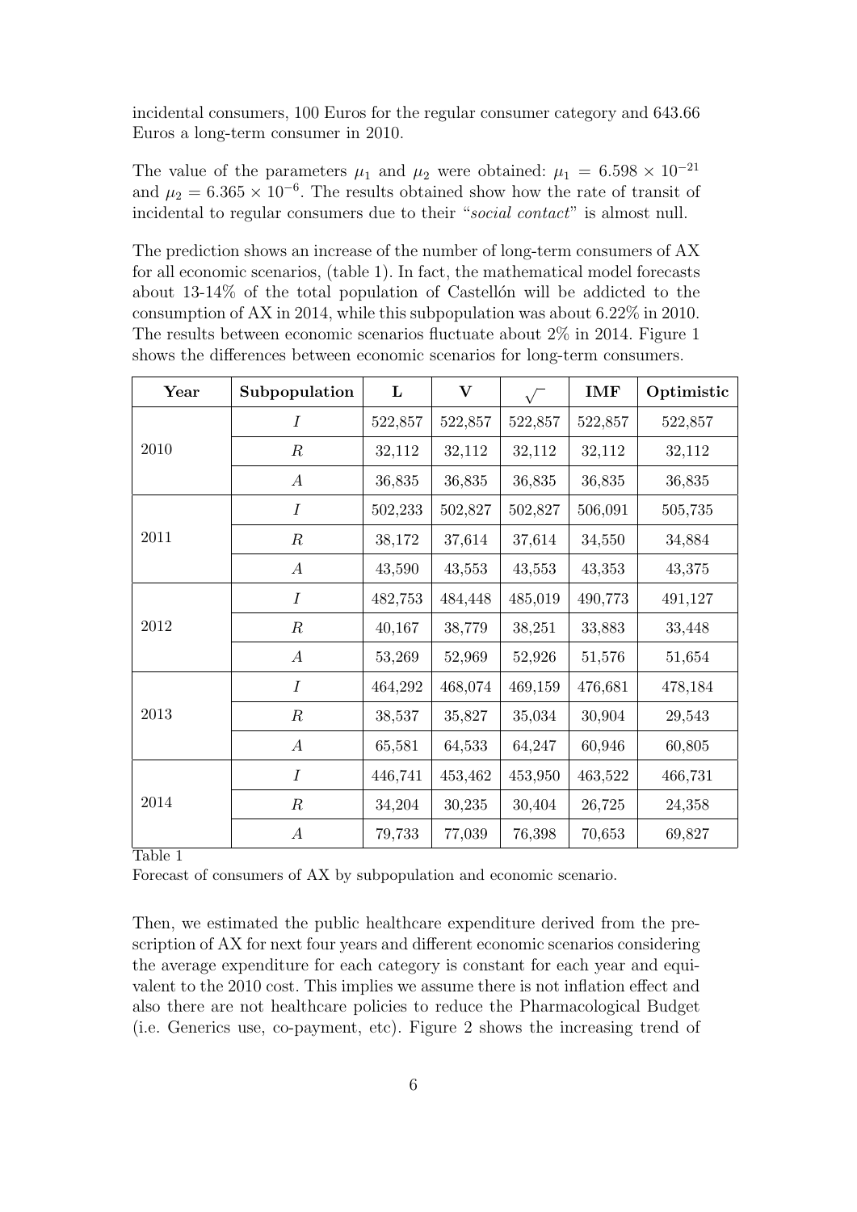incidental consumers, 100 Euros for the regular consumer category and 643.66 Euros a long-term consumer in 2010.

The value of the parameters $\mu_1$ and $\mu_2$ were obtained: $\mu_1 = 6.598 \times 10^{-21}$ and $\mu_2 = 6.365 \times 10^{-6}$. The results obtained show how the rate of transit of incidental to regular consumers due to their "*social contact*" is almost null.

The prediction shows an increase of the number of long-term consumers of AX for all economic scenarios, (table 1). In fact, the mathematical model forecasts about 13-14% of the total population of Castellón will be addicted to the consumption of AX in 2014, while this subpopulation was about 6.22% in 2010. The results between economic scenarios fluctuate about 2% in 2014. Figure 1 shows the differences between economic scenarios for long-term consumers.

| **Year** | **Subpopulation** | **L** | **V** | $\sqrt{\ }$ | **IMF** | **Optimistic** |
|---|---|---|---|---|---|---|
| 2010 | $I$ | 522,857 | 522,857 | 522,857 | 522,857 | 522,857 |
| | $R$ | 32,112 | 32,112 | 32,112 | 32,112 | 32,112 |
| | $A$ | 36,835 | 36,835 | 36,835 | 36,835 | 36,835 |
| 2011 | $I$ | 502,233 | 502,827 | 502,827 | 506,091 | 505,735 |
| | $R$ | 38,172 | 37,614 | 37,614 | 34,550 | 34,884 |
| | $A$ | 43,590 | 43,553 | 43,553 | 43,353 | 43,375 |
| 2012 | $I$ | 482,753 | 484,448 | 485,019 | 490,773 | 491,127 |
| | $R$ | 40,167 | 38,779 | 38,251 | 33,883 | 33,448 |
| | $A$ | 53,269 | 52,969 | 52,926 | 51,576 | 51,654 |
| 2013 | $I$ | 464,292 | 468,074 | 469,159 | 476,681 | 478,184 |
| | $R$ | 38,537 | 35,827 | 35,034 | 30,904 | 29,543 |
| | $A$ | 65,581 | 64,533 | 64,247 | 60,946 | 60,805 |
| 2014 | $I$ | 446,741 | 453,462 | 453,950 | 463,522 | 466,731 |
| | $R$ | 34,204 | 30,235 | 30,404 | 26,725 | 24,358 |
| | $A$ | 79,733 | 77,039 | 76,398 | 70,653 | 69,827 |

Table 1

Forecast of consumers of AX by subpopulation and economic scenario.

Then, we estimated the public healthcare expenditure derived from the prescription of AX for next four years and different economic scenarios considering the average expenditure for each category is constant for each year and equivalent to the 2010 cost. This implies we assume there is not inflation effect and also there are not healthcare policies to reduce the Pharmacological Budget (i.e. Generics use, co-payment, etc). Figure 2 shows the increasing trend of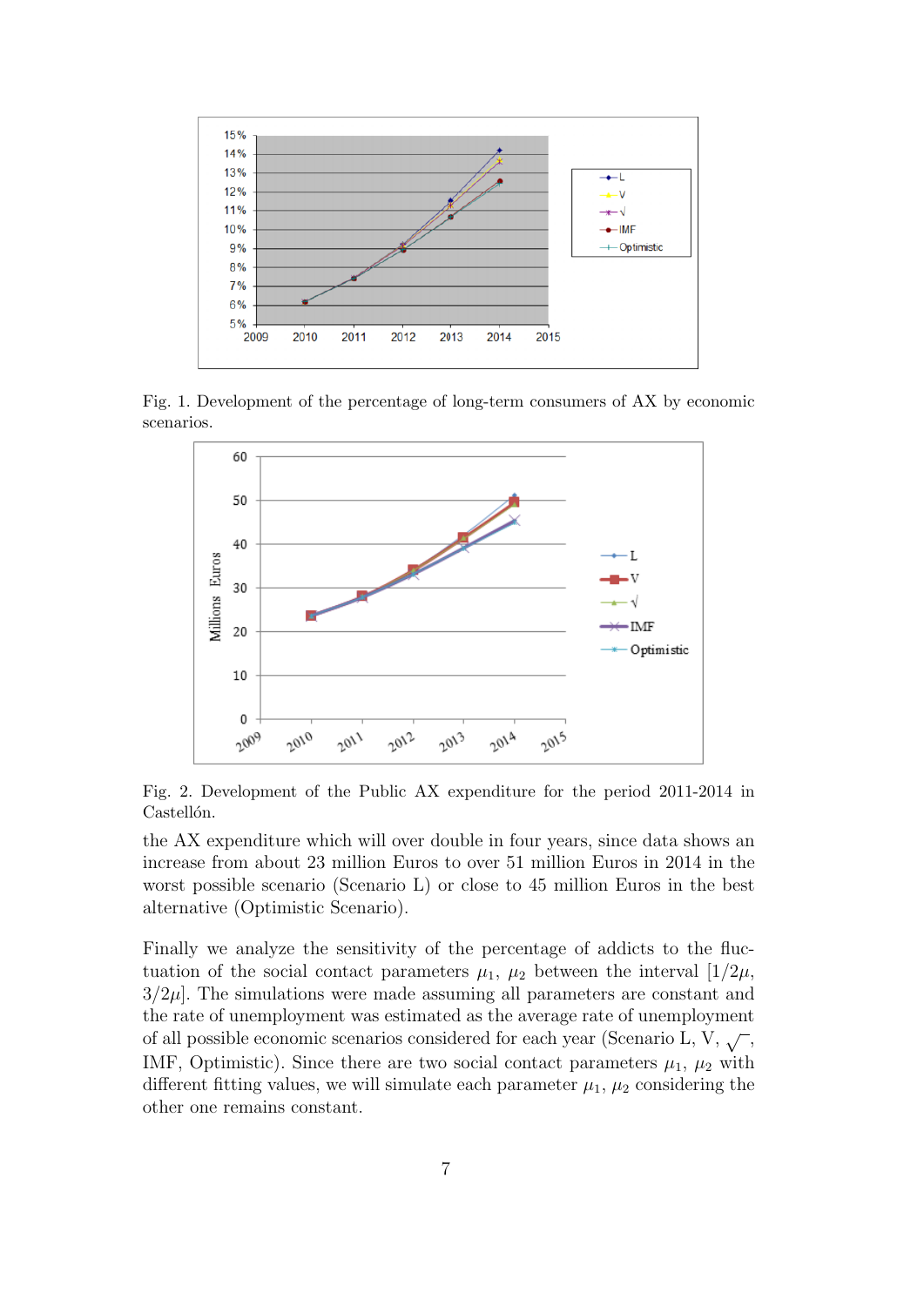Fig. 1. Development of the percentage of long-term consumers of AX by economic scenarios.

Fig. 2. Development of the Public AX expenditure for the period 2011-2014 in Castellón.

the AX expenditure which will over double in four years, since data shows an increase from about 23 million Euros to over 51 million Euros in 2014 in the worst possible scenario (Scenario L) or close to 45 million Euros in the best alternative (Optimistic Scenario).

Finally we analyze the sensitivity of the percentage of addicts to the fluctuation of the social contact parameters $\mu_1$, $\mu_2$ between the interval $[1/2\mu, 3/2\mu]$. The simulations were made assuming all parameters are constant and the rate of unemployment was estimated as the average rate of unemployment of all possible economic scenarios considered for each year (Scenario L, V, $\sqrt{\ }$, IMF, Optimistic). Since there are two social contact parameters $\mu_1$, $\mu_2$ with different fitting values, we will simulate each parameter $\mu_1$, $\mu_2$ considering the other one remains constant.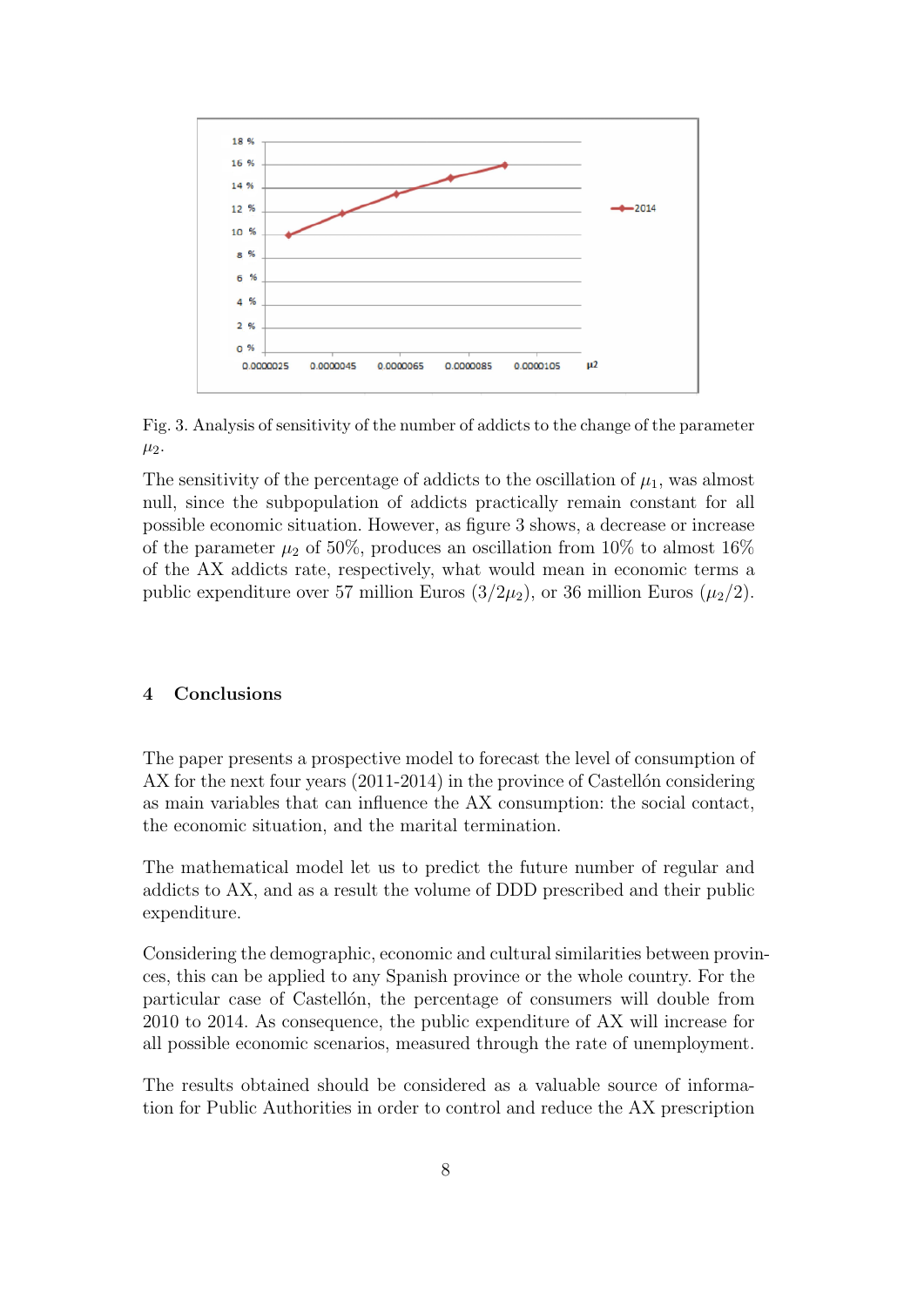Fig. 3. Analysis of sensitivity of the number of addicts to the change of the parameter $\mu_2$.

The sensitivity of the percentage of addicts to the oscillation of $\mu_1$, was almost null, since the subpopulation of addicts practically remain constant for all possible economic situation. However, as figure 3 shows, a decrease or increase of the parameter $\mu_2$ of 50%, produces an oscillation from 10% to almost 16% of the AX addicts rate, respectively, what would mean in economic terms a public expenditure over 57 million Euros ($3/2\mu_2$), or 36 million Euros ($\mu_2/2$).

## 4 Conclusions

The paper presents a prospective model to forecast the level of consumption of AX for the next four years (2011-2014) in the province of Castellón considering as main variables that can influence the AX consumption: the social contact, the economic situation, and the marital termination.

The mathematical model let us to predict the future number of regular and addicts to AX, and as a result the volume of DDD prescribed and their public expenditure.

Considering the demographic, economic and cultural similarities between provinces, this can be applied to any Spanish province or the whole country. For the particular case of Castellón, the percentage of consumers will double from 2010 to 2014. As consequence, the public expenditure of AX will increase for all possible economic scenarios, measured through the rate of unemployment.

The results obtained should be considered as a valuable source of information for Public Authorities in order to control and reduce the AX prescription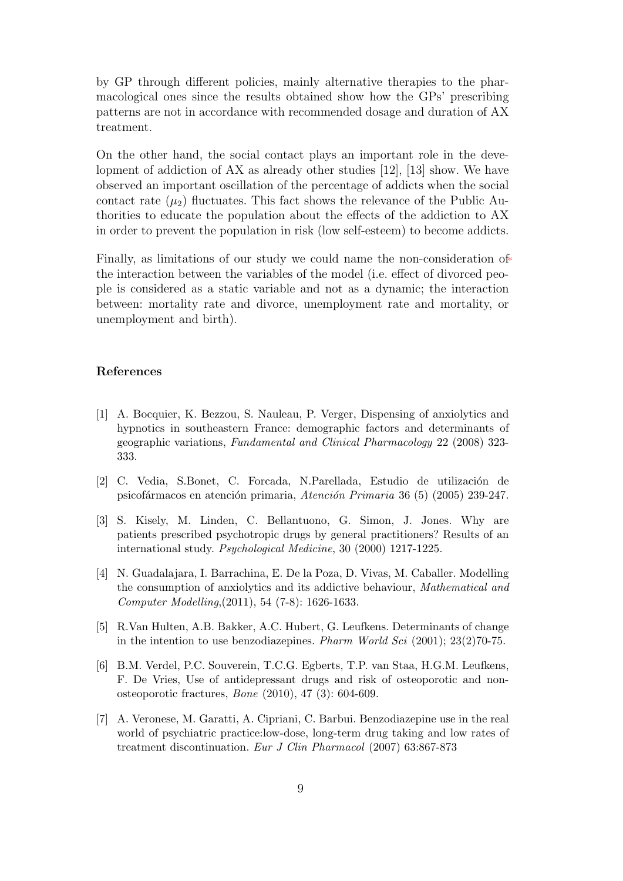by GP through different policies, mainly alternative therapies to the pharmacological ones since the results obtained show how the GPs' prescribing patterns are not in accordance with recommended dosage and duration of AX treatment.

On the other hand, the social contact plays an important role in the development of addiction of AX as already other studies [12], [13] show. We have observed an important oscillation of the percentage of addicts when the social contact rate ($\mu_2$) fluctuates. This fact shows the relevance of the Public Authorities to educate the population about the effects of the addiction to AX in order to prevent the population in risk (low self-esteem) to become addicts.

Finally, as limitations of our study we could name the non-consideration of the interaction between the variables of the model (i.e. effect of divorced people is considered as a static variable and not as a dynamic; the interaction between: mortality rate and divorce, unemployment rate and mortality, or unemployment and birth).

## References

[1] A. Bocquier, K. Bezzou, S. Nauleau, P. Verger, Dispensing of anxiolytics and hypnotics in southeastern France: demographic factors and determinants of geographic variations, *Fundamental and Clinical Pharmacology* 22 (2008) 323-333.

[2] C. Vedia, S.Bonet, C. Forcada, N.Parellada, Estudio de utilización de psicofármacos en atención primaria, *Atención Primaria* 36 (5) (2005) 239-247.

[3] S. Kisely, M. Linden, C. Bellantuono, G. Simon, J. Jones. Why are patients prescribed psychotropic drugs by general practitioners? Results of an international study. *Psychological Medicine*, 30 (2000) 1217-1225.

[4] N. Guadalajara, I. Barrachina, E. De la Poza, D. Vivas, M. Caballer. Modelling the consumption of anxiolytics and its addictive behaviour, *Mathematical and Computer Modelling*,(2011), 54 (7-8): 1626-1633.

[5] R.Van Hulten, A.B. Bakker, A.C. Hubert, G. Leufkens. Determinants of change in the intention to use benzodiazepines. *Pharm World Sci* (2001); 23(2)70-75.

[6] B.M. Verdel, P.C. Souverein, T.C.G. Egberts, T.P. van Staa, H.G.M. Leufkens, F. De Vries, Use of antidepressant drugs and risk of osteoporotic and non-osteoporotic fractures, *Bone* (2010), 47 (3): 604-609.

[7] A. Veronese, M. Garatti, A. Cipriani, C. Barbui. Benzodiazepine use in the real world of psychiatric practice:low-dose, long-term drug taking and low rates of treatment discontinuation. *Eur J Clin Pharmacol* (2007) 63:867-873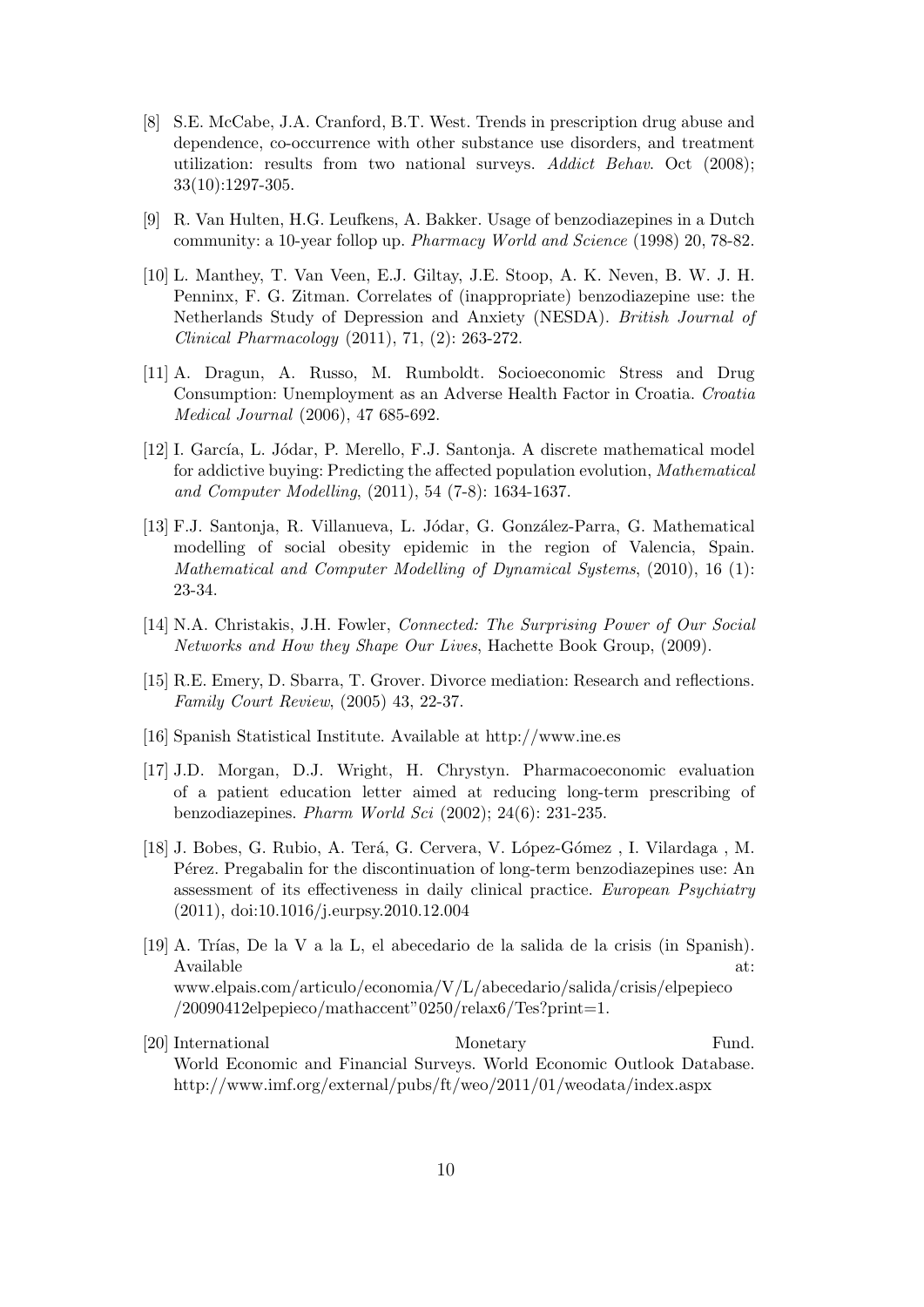[8] S.E. McCabe, J.A. Cranford, B.T. West. Trends in prescription drug abuse and dependence, co-occurrence with other substance use disorders, and treatment utilization: results from two national surveys. *Addict Behav.* Oct (2008); 33(10):1297-305.

[9] R. Van Hulten, H.G. Leufkens, A. Bakker. Usage of benzodiazepines in a Dutch community: a 10-year follop up. *Pharmacy World and Science* (1998) 20, 78-82.

[10] L. Manthey, T. Van Veen, E.J. Giltay, J.E. Stoop, A. K. Neven, B. W. J. H. Penninx, F. G. Zitman. Correlates of (inappropriate) benzodiazepine use: the Netherlands Study of Depression and Anxiety (NESDA). *British Journal of Clinical Pharmacology* (2011), 71, (2): 263-272.

[11] A. Dragun, A. Russo, M. Rumboldt. Socioeconomic Stress and Drug Consumption: Unemployment as an Adverse Health Factor in Croatia. *Croatia Medical Journal* (2006), 47 685-692.

[12] I. García, L. Jódar, P. Merello, F.J. Santonja. A discrete mathematical model for addictive buying: Predicting the affected population evolution, *Mathematical and Computer Modelling*, (2011), 54 (7-8): 1634-1637.

[13] F.J. Santonja, R. Villanueva, L. Jódar, G. González-Parra, G. Mathematical modelling of social obesity epidemic in the region of Valencia, Spain. *Mathematical and Computer Modelling of Dynamical Systems*, (2010), 16 (1): 23-34.

[14] N.A. Christakis, J.H. Fowler, *Connected: The Surprising Power of Our Social Networks and How they Shape Our Lives*, Hachette Book Group, (2009).

[15] R.E. Emery, D. Sbarra, T. Grover. Divorce mediation: Research and reflections. *Family Court Review*, (2005) 43, 22-37.

[16] Spanish Statistical Institute. Available at http://www.ine.es

[17] J.D. Morgan, D.J. Wright, H. Chrystyn. Pharmacoeconomic evaluation of a patient education letter aimed at reducing long-term prescribing of benzodiazepines. *Pharm World Sci* (2002); 24(6): 231-235.

[18] J. Bobes, G. Rubio, A. Terá, G. Cervera, V. López-Gómez , I. Vilardaga , M. Pérez. Pregabalin for the discontinuation of long-term benzodiazepines use: An assessment of its effectiveness in daily clinical practice. *European Psychiatry* (2011), doi:10.1016/j.eurpsy.2010.12.004

[19] A. Trías, De la V a la L, el abecedario de la salida de la crisis (in Spanish). Available at: www.elpais.com/articulo/economia/V/L/abecedario/salida/crisis/elpepieco /20090412elpepieco/mathaccent"0250/relax6/Tes?print=1.

[20] International Monetary Fund. World Economic and Financial Surveys. World Economic Outlook Database. http://www.imf.org/external/pubs/ft/weo/2011/01/weodata/index.aspx